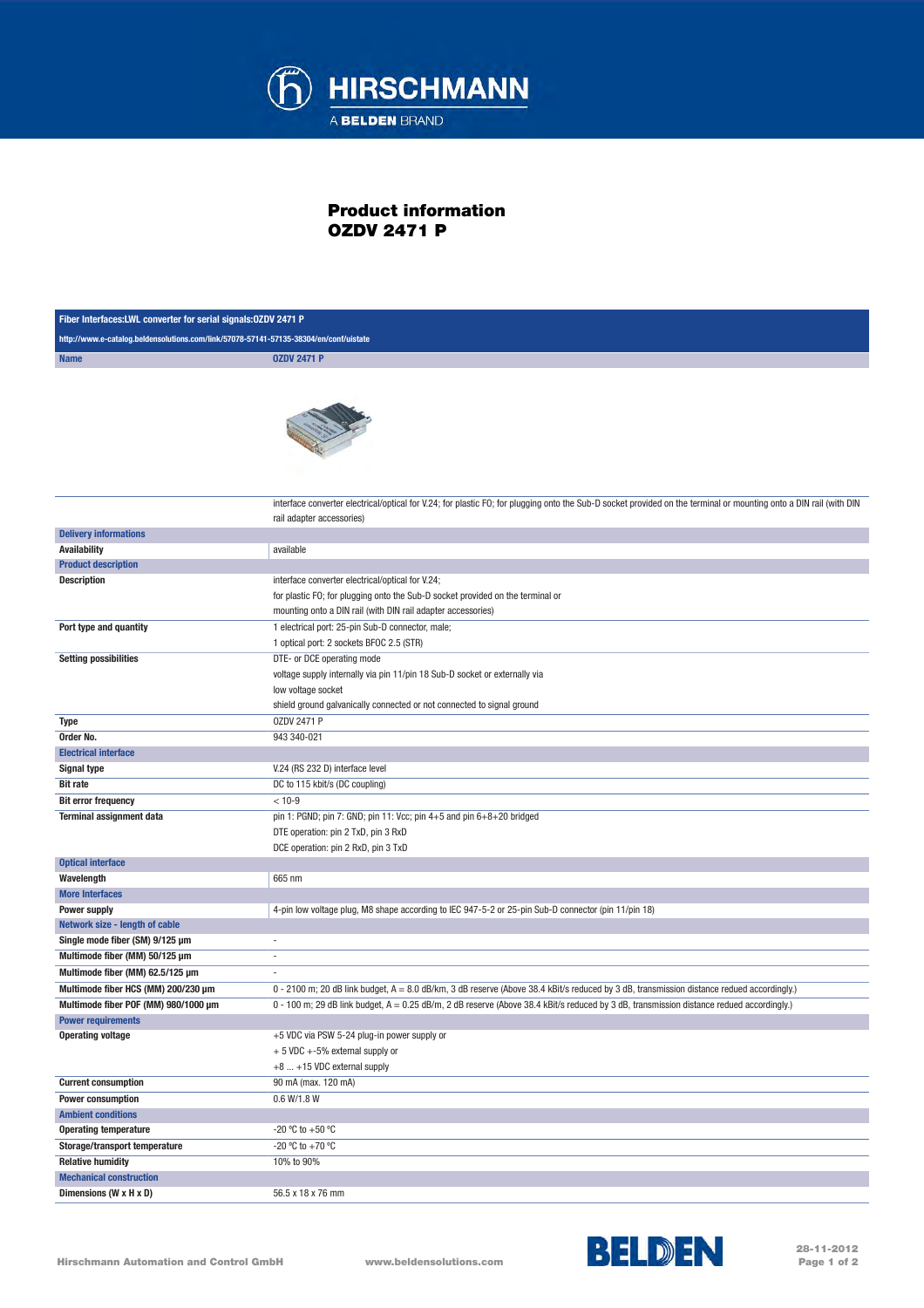# Product information
# OZDV 2471 P

| Fiber Interfaces:LWL converter for serial signals:OZDV 2471 P | |
|---|---|
| http://www.e-catalog.beldensolutions.com/link/57078-57141-57135-38304/en/conf/uistate | |
| **Name** | **OZDV 2471 P** |
| | interface converter electrical/optical for V.24; for plastic FO; for plugging onto the Sub-D socket provided on the terminal or mounting onto a DIN rail (with DIN rail adapter accessories) |
| **Delivery informations** | |
| **Availability** | available |
| **Product description** | |
| **Description** | interface converter electrical/optical for V.24;<br>for plastic FO; for plugging onto the Sub-D socket provided on the terminal or<br>mounting onto a DIN rail (with DIN rail adapter accessories) |
| **Port type and quantity** | 1 electrical port: 25-pin Sub-D connector, male;<br>1 optical port: 2 sockets BFOC 2.5 (STR) |
| **Setting possibilities** | DTE- or DCE operating mode<br>voltage supply internally via pin 11/pin 18 Sub-D socket or externally via<br>low voltage socket<br>shield ground galvanically connected or not connected to signal ground |
| **Type** | OZDV 2471 P |
| **Order No.** | 943 340-021 |
| **Electrical interface** | |
| **Signal type** | V.24 (RS 232 D) interface level |
| **Bit rate** | DC to 115 kbit/s (DC coupling) |
| **Bit error frequency** | < 10-9 |
| **Terminal assignment data** | pin 1: PGND; pin 7: GND; pin 11: Vcc; pin 4+5 and pin 6+8+20 bridged<br>DTE operation: pin 2 TxD, pin 3 RxD<br>DCE operation: pin 2 RxD, pin 3 TxD |
| **Optical interface** | |
| **Wavelength** | 665 nm |
| **More Interfaces** | |
| **Power supply** | 4-pin low voltage plug, M8 shape according to IEC 947-5-2 or 25-pin Sub-D connector (pin 11/pin 18) |
| **Network size - length of cable** | |
| **Single mode fiber (SM) 9/125 µm** | - |
| **Multimode fiber (MM) 50/125 µm** | - |
| **Multimode fiber (MM) 62.5/125 µm** | - |
| **Multimode fiber HCS (MM) 200/230 µm** | 0 - 2100 m; 20 dB link budget, A = 8.0 dB/km, 3 dB reserve (Above 38.4 kBit/s reduced by 3 dB, transmission distance redued accordingly.) |
| **Multimode fiber POF (MM) 980/1000 µm** | 0 - 100 m; 29 dB link budget, A = 0.25 dB/m, 2 dB reserve (Above 38.4 kBit/s reduced by 3 dB, transmission distance redued accordingly.) |
| **Power requirements** | |
| **Operating voltage** | +5 VDC via PSW 5-24 plug-in power supply or<br>+ 5 VDC +-5% external supply or<br>+8 ... +15 VDC external supply |
| **Current consumption** | 90 mA (max. 120 mA) |
| **Power consumption** | 0.6 W/1.8 W |
| **Ambient conditions** | |
| **Operating temperature** | -20 °C to +50 °C |
| **Storage/transport temperature** | -20 °C to +70 °C |
| **Relative humidity** | 10% to 90% |
| **Mechanical construction** | |
| **Dimensions (W x H x D)** | 56.5 x 18 x 76 mm |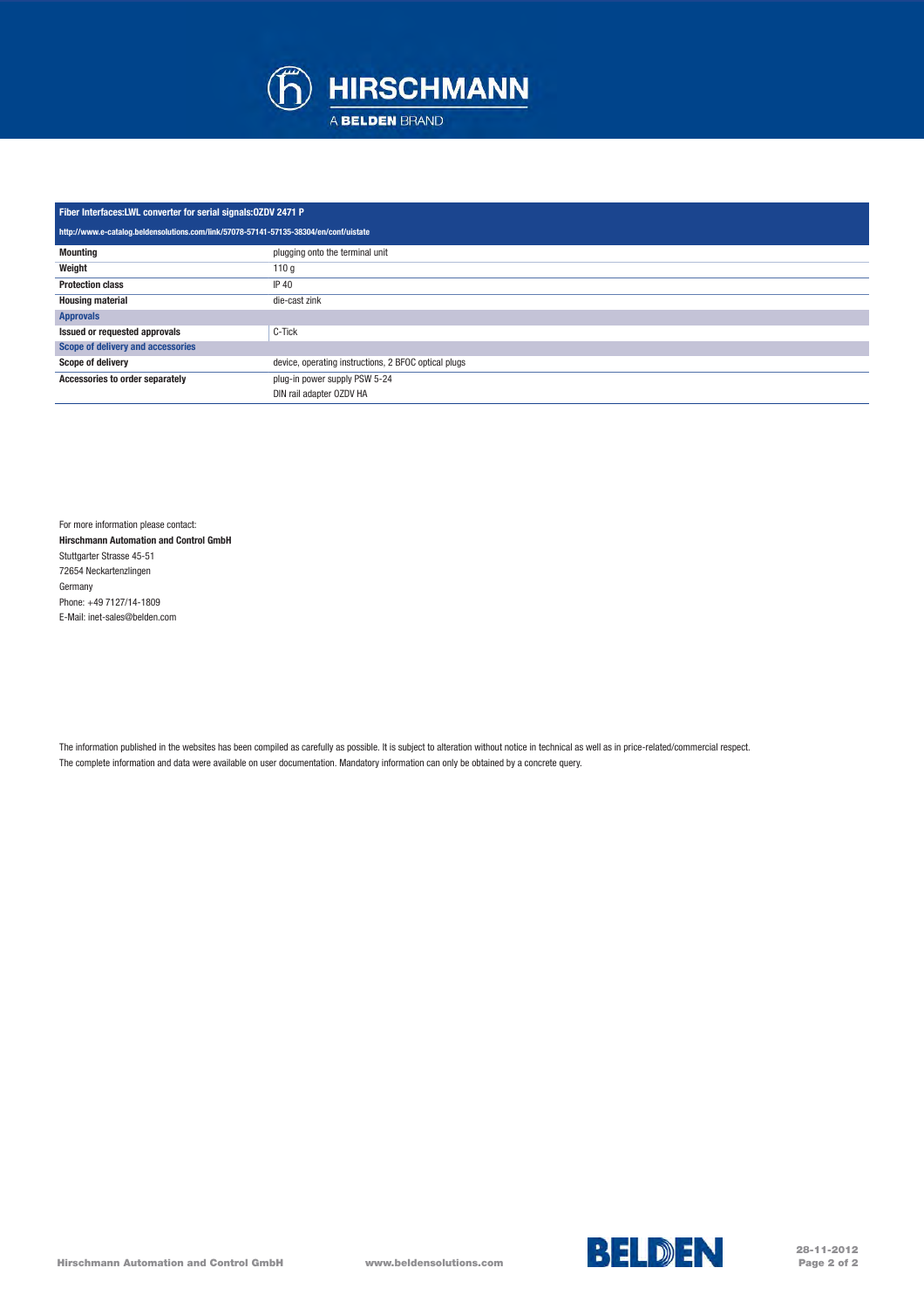| Fiber Interfaces:LWL converter for serial signals:OZDV 2471 P | |
|---|---|
| http://www.e-catalog.beldensolutions.com/link/57078-57141-57135-38304/en/conf/uistate | |
| **Mounting** | plugging onto the terminal unit |
| **Weight** | 110 g |
| **Protection class** | IP 40 |
| **Housing material** | die-cast zink |
| **Approvals** | |
| **Issued or requested approvals** | C-Tick |
| **Scope of delivery and accessories** | |
| **Scope of delivery** | device, operating instructions, 2 BFOC optical plugs |
| **Accessories to order separately** | plug-in power supply PSW 5-24<br>DIN rail adapter OZDV HA |

For more information please contact:
**Hirschmann Automation and Control GmbH**
Stuttgarter Strasse 45-51
72654 Neckartenzlingen
Germany
Phone: +49 7127/14-1809
E-Mail: inet-sales@belden.com

The information published in the websites has been compiled as carefully as possible. It is subject to alteration without notice in technical as well as in price-related/commercial respect.
The complete information and data were available on user documentation. Mandatory information can only be obtained by a concrete query.